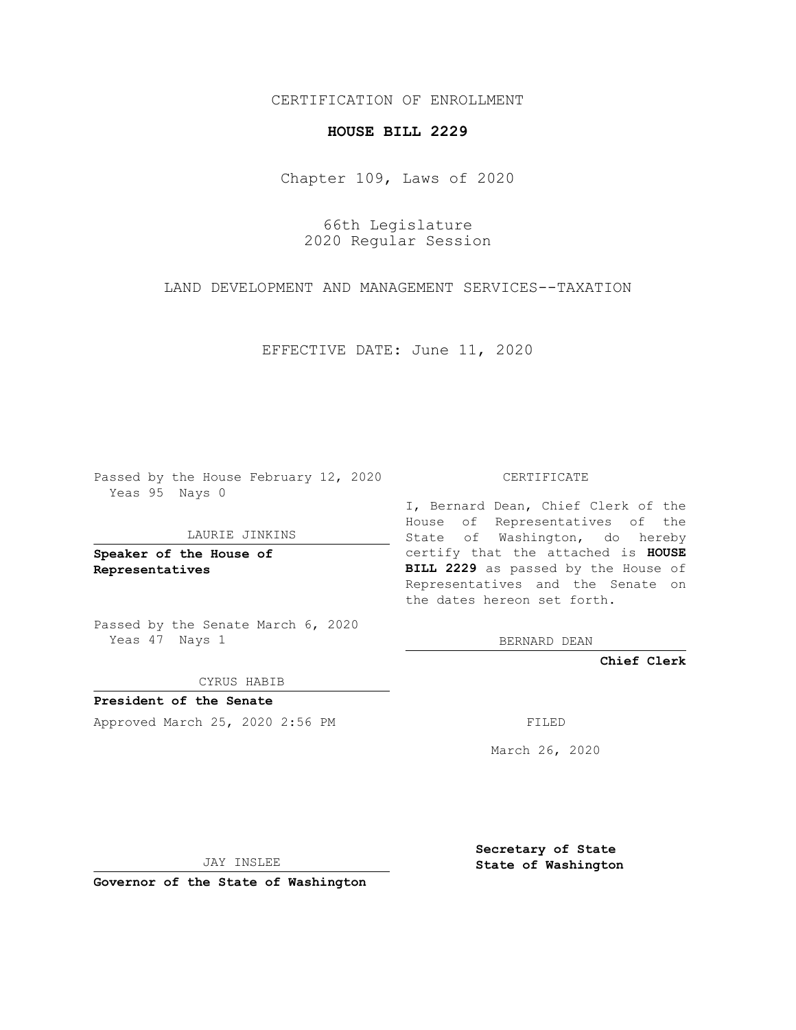CERTIFICATION OF ENROLLMENT

**HOUSE BILL 2229**

Chapter 109, Laws of 2020

66th Legislature
2020 Regular Session

LAND DEVELOPMENT AND MANAGEMENT SERVICES--TAXATION

EFFECTIVE DATE: June 11, 2020

Passed by the House February 12, 2020
Yeas 95 Nays 0

LAURIE JINKINS

**Speaker of the House of Representatives**

Passed by the Senate March 6, 2020
Yeas 47 Nays 1

CYRUS HABIB

**President of the Senate**

Approved March 25, 2020 2:56 PM

JAY INSLEE

**Governor of the State of Washington**

CERTIFICATE

I, Bernard Dean, Chief Clerk of the House of Representatives of the State of Washington, do hereby certify that the attached is **HOUSE BILL 2229** as passed by the House of Representatives and the Senate on the dates hereon set forth.

BERNARD DEAN

**Chief Clerk**

FILED

March 26, 2020

**Secretary of State**
**State of Washington**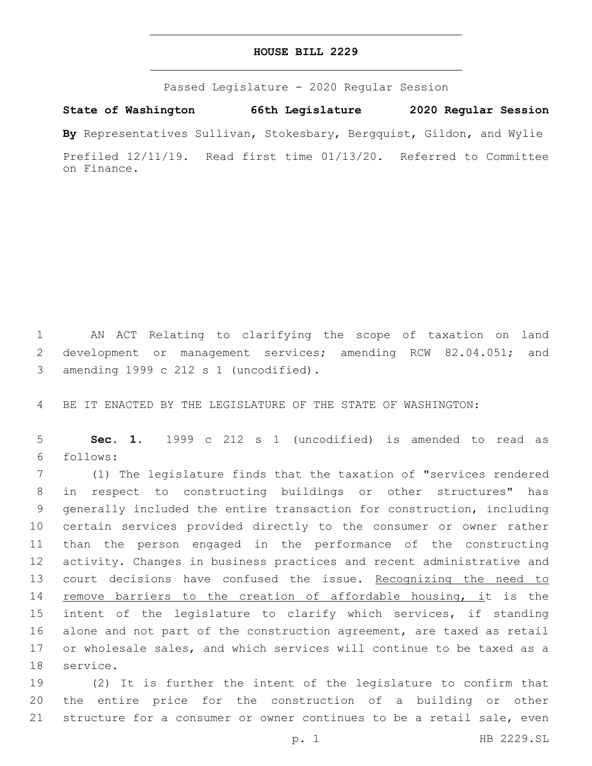# HOUSE BILL 2229

Passed Legislature - 2020 Regular Session

**State of Washington 66th Legislature 2020 Regular Session**

**By** Representatives Sullivan, Stokesbary, Bergquist, Gildon, and Wylie

Prefiled 12/11/19. Read first time 01/13/20. Referred to Committee on Finance.

AN ACT Relating to clarifying the scope of taxation on land development or management services; amending RCW 82.04.051; and amending 1999 c 212 s 1 (uncodified).

BE IT ENACTED BY THE LEGISLATURE OF THE STATE OF WASHINGTON:

**Sec. 1.** 1999 c 212 s 1 (uncodified) is amended to read as follows:

(1) The legislature finds that the taxation of "services rendered in respect to constructing buildings or other structures" has generally included the entire transaction for construction, including certain services provided directly to the consumer or owner rather than the person engaged in the performance of the constructing activity. Changes in business practices and recent administrative and court decisions have confused the issue. Recognizing the need to remove barriers to the creation of affordable housing, it is the intent of the legislature to clarify which services, if standing alone and not part of the construction agreement, are taxed as retail or wholesale sales, and which services will continue to be taxed as a service.

(2) It is further the intent of the legislature to confirm that the entire price for the construction of a building or other structure for a consumer or owner continues to be a retail sale, even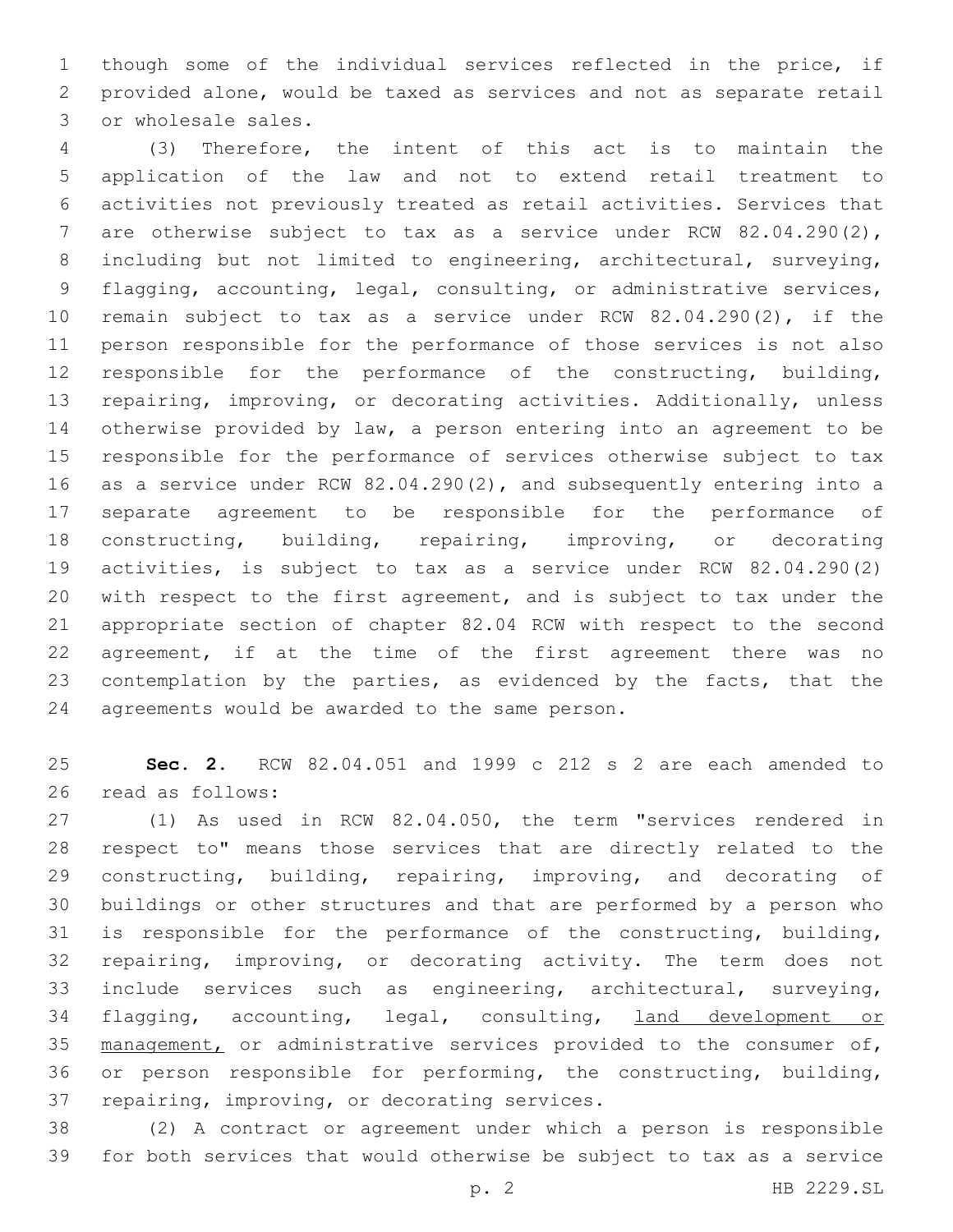though some of the individual services reflected in the price, if provided alone, would be taxed as services and not as separate retail or wholesale sales.

(3) Therefore, the intent of this act is to maintain the application of the law and not to extend retail treatment to activities not previously treated as retail activities. Services that are otherwise subject to tax as a service under RCW 82.04.290(2), including but not limited to engineering, architectural, surveying, flagging, accounting, legal, consulting, or administrative services, remain subject to tax as a service under RCW 82.04.290(2), if the person responsible for the performance of those services is not also responsible for the performance of the constructing, building, repairing, improving, or decorating activities. Additionally, unless otherwise provided by law, a person entering into an agreement to be responsible for the performance of services otherwise subject to tax as a service under RCW 82.04.290(2), and subsequently entering into a separate agreement to be responsible for the performance of constructing, building, repairing, improving, or decorating activities, is subject to tax as a service under RCW 82.04.290(2) with respect to the first agreement, and is subject to tax under the appropriate section of chapter 82.04 RCW with respect to the second agreement, if at the time of the first agreement there was no contemplation by the parties, as evidenced by the facts, that the agreements would be awarded to the same person.

**Sec. 2.** RCW 82.04.051 and 1999 c 212 s 2 are each amended to read as follows:

(1) As used in RCW 82.04.050, the term "services rendered in respect to" means those services that are directly related to the constructing, building, repairing, improving, and decorating of buildings or other structures and that are performed by a person who is responsible for the performance of the constructing, building, repairing, improving, or decorating activity. The term does not include services such as engineering, architectural, surveying, flagging, accounting, legal, consulting, <u>land development or management,</u> or administrative services provided to the consumer of, or person responsible for performing, the constructing, building, repairing, improving, or decorating services.

(2) A contract or agreement under which a person is responsible for both services that would otherwise be subject to tax as a service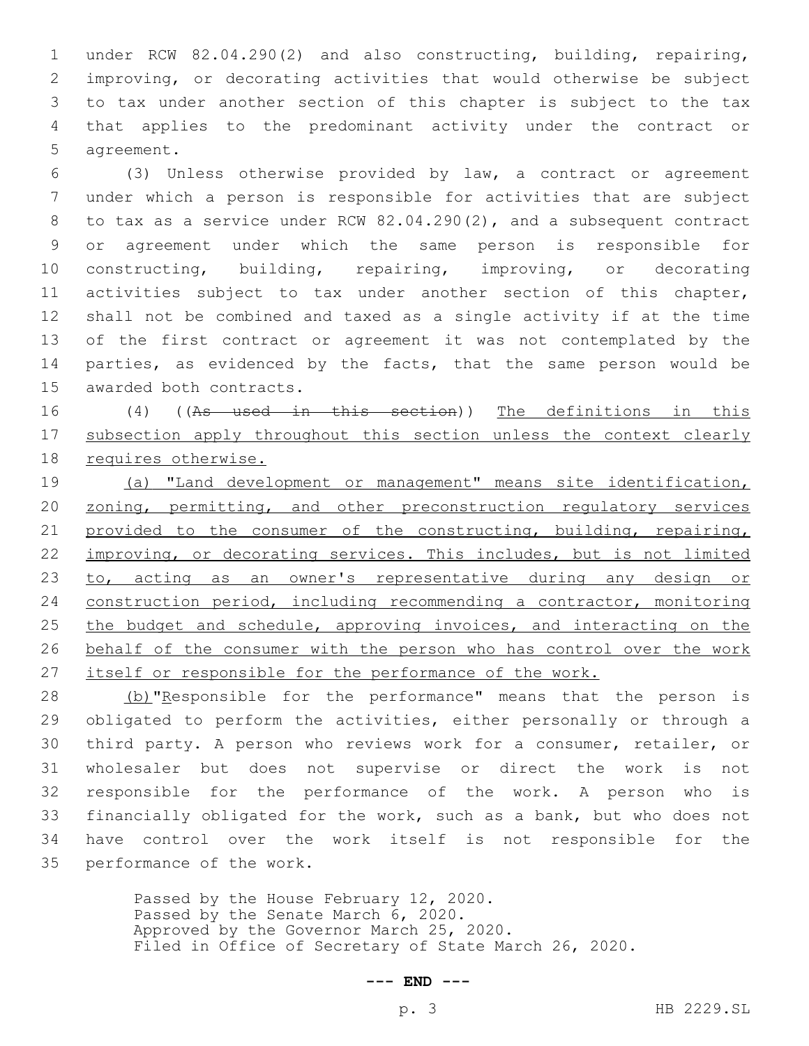under RCW 82.04.290(2) and also constructing, building, repairing, improving, or decorating activities that would otherwise be subject to tax under another section of this chapter is subject to the tax that applies to the predominant activity under the contract or agreement.

(3) Unless otherwise provided by law, a contract or agreement under which a person is responsible for activities that are subject to tax as a service under RCW 82.04.290(2), and a subsequent contract or agreement under which the same person is responsible for constructing, building, repairing, improving, or decorating activities subject to tax under another section of this chapter, shall not be combined and taxed as a single activity if at the time of the first contract or agreement it was not contemplated by the parties, as evidenced by the facts, that the same person would be awarded both contracts.

(4) ((~~As used in this section~~)) <u>The definitions in this subsection apply throughout this section unless the context clearly requires otherwise.</u>

<u>(a) "Land development or management" means site identification, zoning, permitting, and other preconstruction regulatory services provided to the consumer of the constructing, building, repairing, improving, or decorating services. This includes, but is not limited to, acting as an owner's representative during any design or construction period, including recommending a contractor, monitoring the budget and schedule, approving invoices, and interacting on the behalf of the consumer with the person who has control over the work itself or responsible for the performance of the work.</u>

<u>(b)</u>"<u>R</u>esponsible for the performance" means that the person is obligated to perform the activities, either personally or through a third party. A person who reviews work for a consumer, retailer, or wholesaler but does not supervise or direct the work is not responsible for the performance of the work. A person who is financially obligated for the work, such as a bank, but who does not have control over the work itself is not responsible for the performance of the work.

Passed by the House February 12, 2020.
Passed by the Senate March 6, 2020.
Approved by the Governor March 25, 2020.
Filed in Office of Secretary of State March 26, 2020.

**--- END ---**